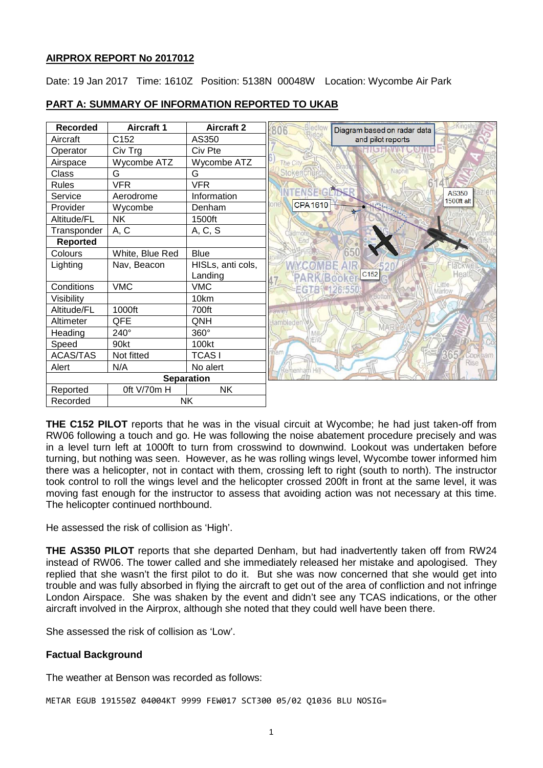**AIRPROX REPORT No 2017012**

Date: 19 Jan 2017 Time: 1610Z Position: 5138N 00048W Location: Wycombe Air Park

## PART A: SUMMARY OF INFORMATION REPORTED TO UKAB

| Recorded | Aircraft 1 | Aircraft 2 |
|---|---|---|
| Aircraft | C152 | AS350 |
| Operator | Civ Trg | Civ Pte |
| Airspace | Wycombe ATZ | Wycombe ATZ |
| Class | G | G |
| Rules | VFR | VFR |
| Service | Aerodrome | Information |
| Provider | Wycombe | Denham |
| Altitude/FL | NK | 1500ft |
| Transponder | A, C | A, C, S |
| **Reported** | | |
| Colours | White, Blue Red | Blue |
| Lighting | Nav, Beacon | HISLs, anti cols, Landing |
| Conditions | VMC | VMC |
| Visibility | | 10km |
| Altitude/FL | 1000ft | 700ft |
| Altimeter | QFE | QNH |
| Heading | 240° | 360° |
| Speed | 90kt | 100kt |
| ACAS/TAS | Not fitted | TCAS I |
| Alert | N/A | No alert |
| **Separation** | | |
| Reported | 0ft V/70m H | NK |
| Recorded | NK | |

Diagram based on radar data and pilot reports

**THE C152 PILOT** reports that he was in the visual circuit at Wycombe; he had just taken-off from RW06 following a touch and go. He was following the noise abatement procedure precisely and was in a level turn left at 1000ft to turn from crosswind to downwind. Lookout was undertaken before turning, but nothing was seen. However, as he was rolling wings level, Wycombe tower informed him there was a helicopter, not in contact with them, crossing left to right (south to north). The instructor took control to roll the wings level and the helicopter crossed 200ft in front at the same level, it was moving fast enough for the instructor to assess that avoiding action was not necessary at this time. The helicopter continued northbound.

He assessed the risk of collision as 'High'.

**THE AS350 PILOT** reports that she departed Denham, but had inadvertently taken off from RW24 instead of RW06. The tower called and she immediately released her mistake and apologised. They replied that she wasn't the first pilot to do it. But she was now concerned that she would get into trouble and was fully absorbed in flying the aircraft to get out of the area of confliction and not infringe London Airspace. She was shaken by the event and didn't see any TCAS indications, or the other aircraft involved in the Airprox, although she noted that they could well have been there.

She assessed the risk of collision as 'Low'.

### Factual Background

The weather at Benson was recorded as follows:

```
METAR EGUB 191550Z 04004KT 9999 FEW017 SCT300 05/02 Q1036 BLU NOSIG=
```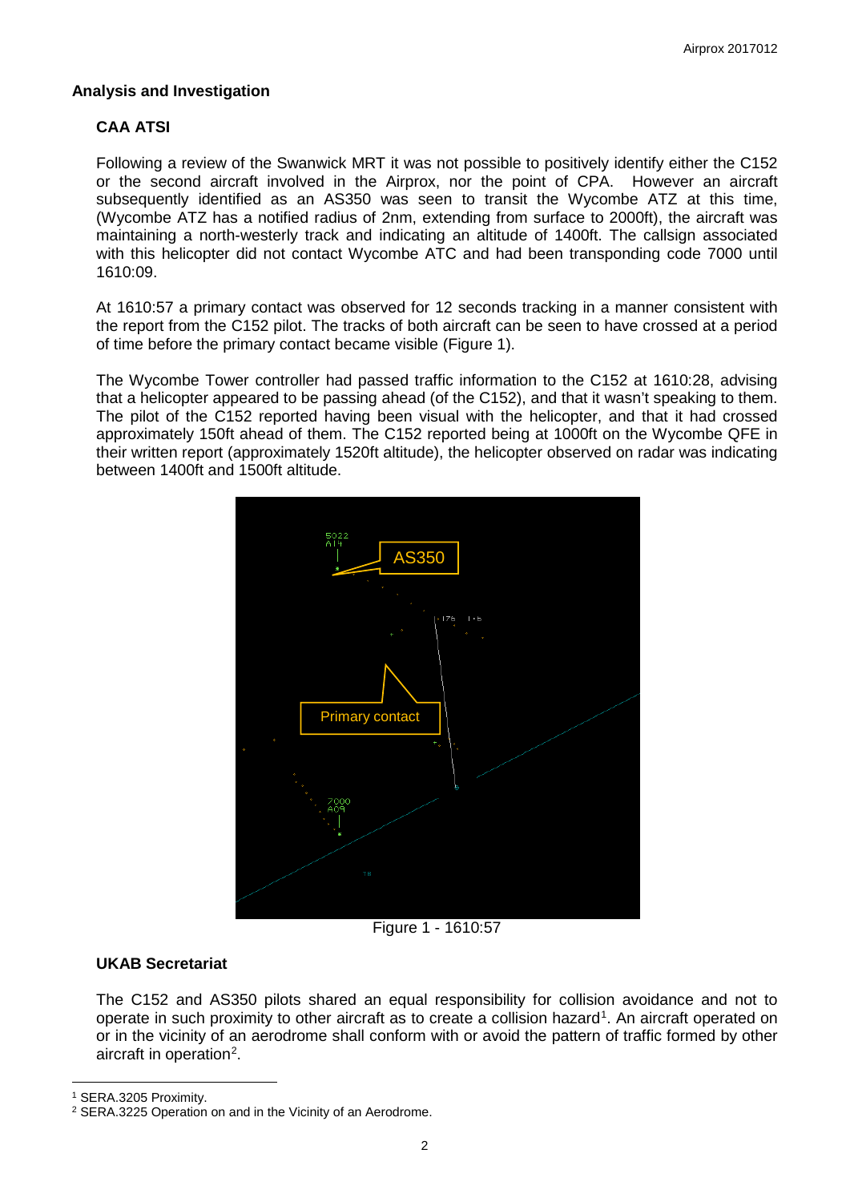## Analysis and Investigation

### CAA ATSI

Following a review of the Swanwick MRT it was not possible to positively identify either the C152 or the second aircraft involved in the Airprox, nor the point of CPA. However an aircraft subsequently identified as an AS350 was seen to transit the Wycombe ATZ at this time, (Wycombe ATZ has a notified radius of 2nm, extending from surface to 2000ft), the aircraft was maintaining a north-westerly track and indicating an altitude of 1400ft. The callsign associated with this helicopter did not contact Wycombe ATC and had been transponding code 7000 until 1610:09.

At 1610:57 a primary contact was observed for 12 seconds tracking in a manner consistent with the report from the C152 pilot. The tracks of both aircraft can be seen to have crossed at a period of time before the primary contact became visible (Figure 1).

The Wycombe Tower controller had passed traffic information to the C152 at 1610:28, advising that a helicopter appeared to be passing ahead (of the C152), and that it wasn't speaking to them. The pilot of the C152 reported having been visual with the helicopter, and that it had crossed approximately 150ft ahead of them. The C152 reported being at 1000ft on the Wycombe QFE in their written report (approximately 1520ft altitude), the helicopter observed on radar was indicating between 1400ft and 1500ft altitude.

Figure 1 - 1610:57

### UKAB Secretariat

The C152 and AS350 pilots shared an equal responsibility for collision avoidance and not to operate in such proximity to other aircraft as to create a collision hazard[1]. An aircraft operated on or in the vicinity of an aerodrome shall conform with or avoid the pattern of traffic formed by other aircraft in operation[2].

[1] SERA.3205 Proximity.

[2] SERA.3225 Operation on and in the Vicinity of an Aerodrome.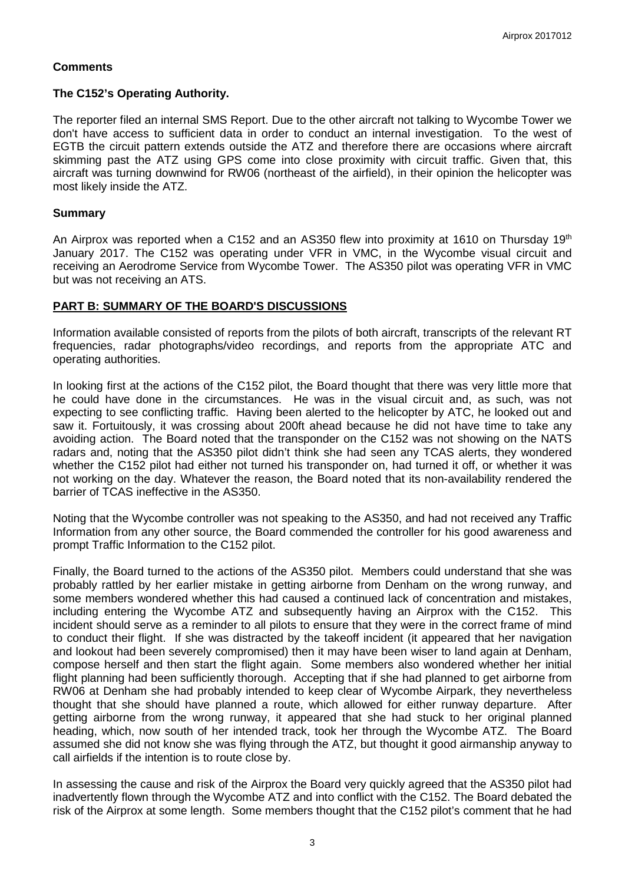## Comments

### The C152's Operating Authority.

The reporter filed an internal SMS Report. Due to the other aircraft not talking to Wycombe Tower we don't have access to sufficient data in order to conduct an internal investigation. To the west of EGTB the circuit pattern extends outside the ATZ and therefore there are occasions where aircraft skimming past the ATZ using GPS come into close proximity with circuit traffic. Given that, this aircraft was turning downwind for RW06 (northeast of the airfield), in their opinion the helicopter was most likely inside the ATZ.

## Summary

An Airprox was reported when a C152 and an AS350 flew into proximity at 1610 on Thursday 19th January 2017. The C152 was operating under VFR in VMC, in the Wycombe visual circuit and receiving an Aerodrome Service from Wycombe Tower. The AS350 pilot was operating VFR in VMC but was not receiving an ATS.

## PART B: SUMMARY OF THE BOARD'S DISCUSSIONS

Information available consisted of reports from the pilots of both aircraft, transcripts of the relevant RT frequencies, radar photographs/video recordings, and reports from the appropriate ATC and operating authorities.

In looking first at the actions of the C152 pilot, the Board thought that there was very little more that he could have done in the circumstances. He was in the visual circuit and, as such, was not expecting to see conflicting traffic. Having been alerted to the helicopter by ATC, he looked out and saw it. Fortuitously, it was crossing about 200ft ahead because he did not have time to take any avoiding action. The Board noted that the transponder on the C152 was not showing on the NATS radars and, noting that the AS350 pilot didn't think she had seen any TCAS alerts, they wondered whether the C152 pilot had either not turned his transponder on, had turned it off, or whether it was not working on the day. Whatever the reason, the Board noted that its non-availability rendered the barrier of TCAS ineffective in the AS350.

Noting that the Wycombe controller was not speaking to the AS350, and had not received any Traffic Information from any other source, the Board commended the controller for his good awareness and prompt Traffic Information to the C152 pilot.

Finally, the Board turned to the actions of the AS350 pilot. Members could understand that she was probably rattled by her earlier mistake in getting airborne from Denham on the wrong runway, and some members wondered whether this had caused a continued lack of concentration and mistakes, including entering the Wycombe ATZ and subsequently having an Airprox with the C152. This incident should serve as a reminder to all pilots to ensure that they were in the correct frame of mind to conduct their flight. If she was distracted by the takeoff incident (it appeared that her navigation and lookout had been severely compromised) then it may have been wiser to land again at Denham, compose herself and then start the flight again. Some members also wondered whether her initial flight planning had been sufficiently thorough. Accepting that if she had planned to get airborne from RW06 at Denham she had probably intended to keep clear of Wycombe Airpark, they nevertheless thought that she should have planned a route, which allowed for either runway departure. After getting airborne from the wrong runway, it appeared that she had stuck to her original planned heading, which, now south of her intended track, took her through the Wycombe ATZ. The Board assumed she did not know she was flying through the ATZ, but thought it good airmanship anyway to call airfields if the intention is to route close by.

In assessing the cause and risk of the Airprox the Board very quickly agreed that the AS350 pilot had inadvertently flown through the Wycombe ATZ and into conflict with the C152. The Board debated the risk of the Airprox at some length. Some members thought that the C152 pilot's comment that he had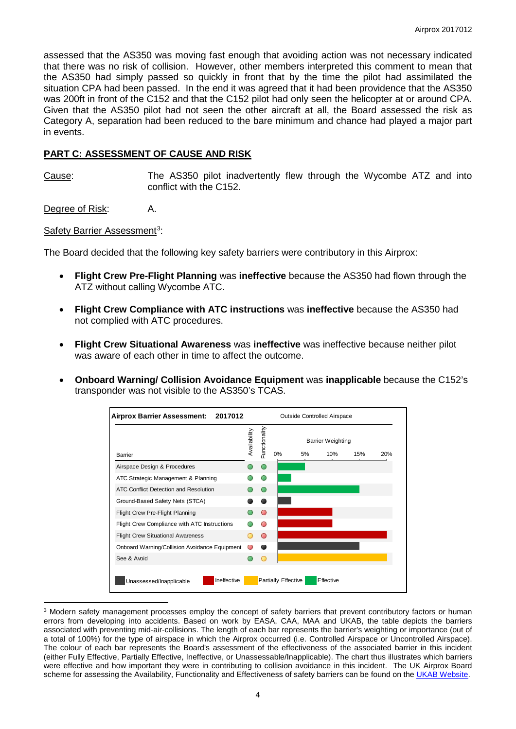assessed that the AS350 was moving fast enough that avoiding action was not necessary indicated that there was no risk of collision. However, other members interpreted this comment to mean that the AS350 had simply passed so quickly in front that by the time the pilot had assimilated the situation CPA had been passed. In the end it was agreed that it had been providence that the AS350 was 200ft in front of the C152 and that the C152 pilot had only seen the helicopter at or around CPA. Given that the AS350 pilot had not seen the other aircraft at all, the Board assessed the risk as Category A, separation had been reduced to the bare minimum and chance had played a major part in events.

## PART C: ASSESSMENT OF CAUSE AND RISK

Cause: The AS350 pilot inadvertently flew through the Wycombe ATZ and into conflict with the C152.

Degree of Risk: A.

Safety Barrier Assessment[3]:

The Board decided that the following key safety barriers were contributory in this Airprox:

- **Flight Crew Pre-Flight Planning** was **ineffective** because the AS350 had flown through the ATZ without calling Wycombe ATC.
- **Flight Crew Compliance with ATC instructions** was **ineffective** because the AS350 had not complied with ATC procedures.
- **Flight Crew Situational Awareness** was **ineffective** was ineffective because neither pilot was aware of each other in time to affect the outcome.
- **Onboard Warning/ Collision Avoidance Equipment** was **inapplicable** because the C152's transponder was not visible to the AS350's TCAS.

Airprox Barrier Assessment: 2017012
Outside Controlled Airspace
Barrier
Availability
Functionality
Barrier Weighting
0%
5%
10%
15%
20%
Airspace Design & Procedures
ATC Strategic Management & Planning
ATC Conflict Detection and Resolution
Ground-Based Safety Nets (STCA)
Flight Crew Pre-Flight Planning
Flight Crew Compliance with ATC Instructions
Flight Crew Situational Awareness
Onboard Warning/Collision Avoidance Equipment
See & Avoid
Unassessed/Inapplicable
Ineffective
Partially Effective
Effective

[3] Modern safety management processes employ the concept of safety barriers that prevent contributory factors or human errors from developing into accidents. Based on work by EASA, CAA, MAA and UKAB, the table depicts the barriers associated with preventing mid-air-collisions. The length of each bar represents the barrier's weighting or importance (out of a total of 100%) for the type of airspace in which the Airprox occurred (i.e. Controlled Airspace or Uncontrolled Airspace). The colour of each bar represents the Board's assessment of the effectiveness of the associated barrier in this incident (either Fully Effective, Partially Effective, Ineffective, or Unassessable/Inapplicable). The chart thus illustrates which barriers were effective and how important they were in contributing to collision avoidance in this incident. The UK Airprox Board scheme for assessing the Availability, Functionality and Effectiveness of safety barriers can be found on the UKAB Website.